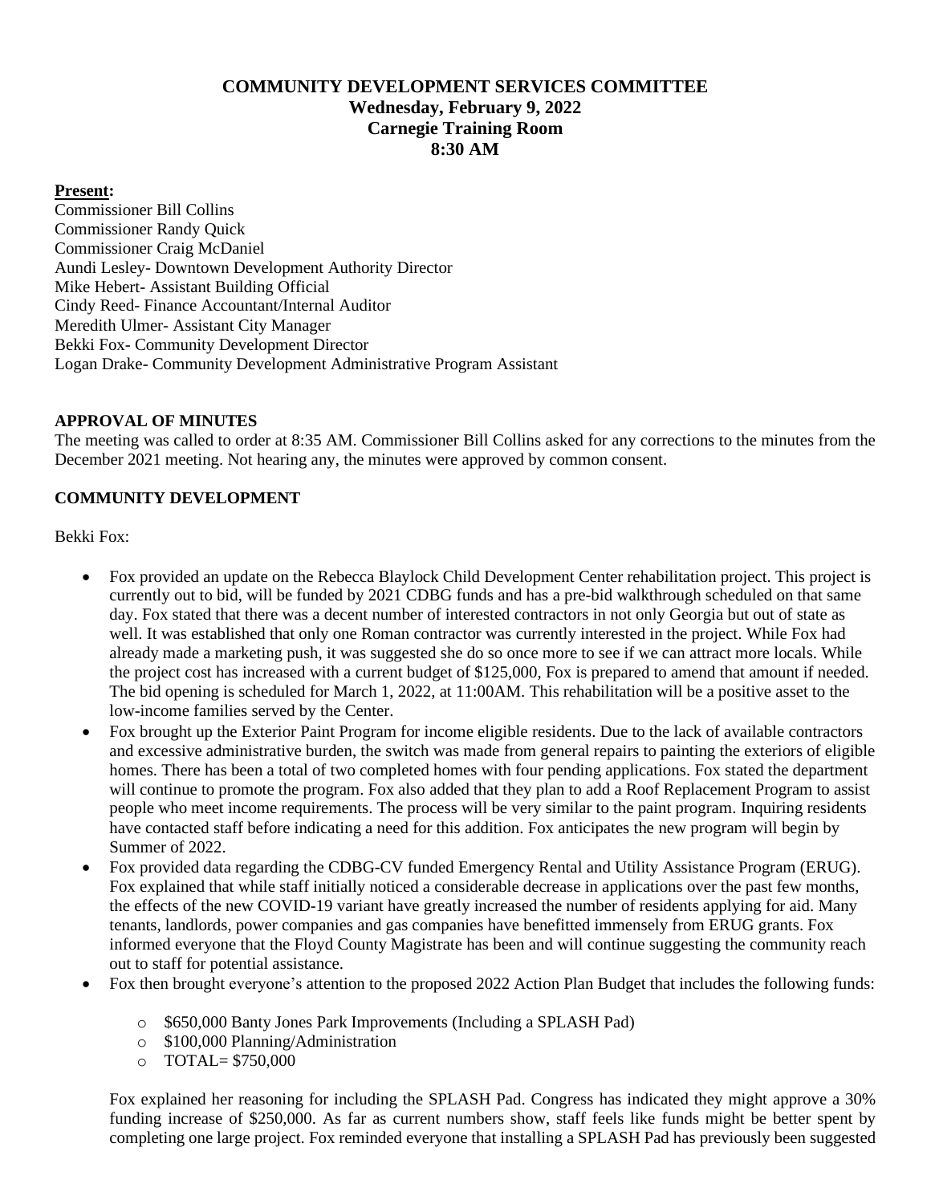# COMMUNITY DEVELOPMENT SERVICES COMMITTEE
**Wednesday, February 9, 2022**
**Carnegie Training Room**
**8:30 AM**

**Present:**
Commissioner Bill Collins
Commissioner Randy Quick
Commissioner Craig McDaniel
Aundi Lesley- Downtown Development Authority Director
Mike Hebert- Assistant Building Official
Cindy Reed- Finance Accountant/Internal Auditor
Meredith Ulmer- Assistant City Manager
Bekki Fox- Community Development Director
Logan Drake- Community Development Administrative Program Assistant

## APPROVAL OF MINUTES

The meeting was called to order at 8:35 AM. Commissioner Bill Collins asked for any corrections to the minutes from the December 2021 meeting. Not hearing any, the minutes were approved by common consent.

## COMMUNITY DEVELOPMENT

Bekki Fox:

- Fox provided an update on the Rebecca Blaylock Child Development Center rehabilitation project. This project is currently out to bid, will be funded by 2021 CDBG funds and has a pre-bid walkthrough scheduled on that same day. Fox stated that there was a decent number of interested contractors in not only Georgia but out of state as well. It was established that only one Roman contractor was currently interested in the project. While Fox had already made a marketing push, it was suggested she do so once more to see if we can attract more locals. While the project cost has increased with a current budget of $125,000, Fox is prepared to amend that amount if needed. The bid opening is scheduled for March 1, 2022, at 11:00AM. This rehabilitation will be a positive asset to the low-income families served by the Center.
- Fox brought up the Exterior Paint Program for income eligible residents. Due to the lack of available contractors and excessive administrative burden, the switch was made from general repairs to painting the exteriors of eligible homes. There has been a total of two completed homes with four pending applications. Fox stated the department will continue to promote the program. Fox also added that they plan to add a Roof Replacement Program to assist people who meet income requirements. The process will be very similar to the paint program. Inquiring residents have contacted staff before indicating a need for this addition. Fox anticipates the new program will begin by Summer of 2022.
- Fox provided data regarding the CDBG-CV funded Emergency Rental and Utility Assistance Program (ERUG). Fox explained that while staff initially noticed a considerable decrease in applications over the past few months, the effects of the new COVID-19 variant have greatly increased the number of residents applying for aid. Many tenants, landlords, power companies and gas companies have benefitted immensely from ERUG grants. Fox informed everyone that the Floyd County Magistrate has been and will continue suggesting the community reach out to staff for potential assistance.
- Fox then brought everyone's attention to the proposed 2022 Action Plan Budget that includes the following funds:
    - $650,000 Banty Jones Park Improvements (Including a SPLASH Pad)
    - $100,000 Planning/Administration
    - TOTAL= $750,000

  Fox explained her reasoning for including the SPLASH Pad. Congress has indicated they might approve a 30% funding increase of $250,000. As far as current numbers show, staff feels like funds might be better spent by completing one large project. Fox reminded everyone that installing a SPLASH Pad has previously been suggested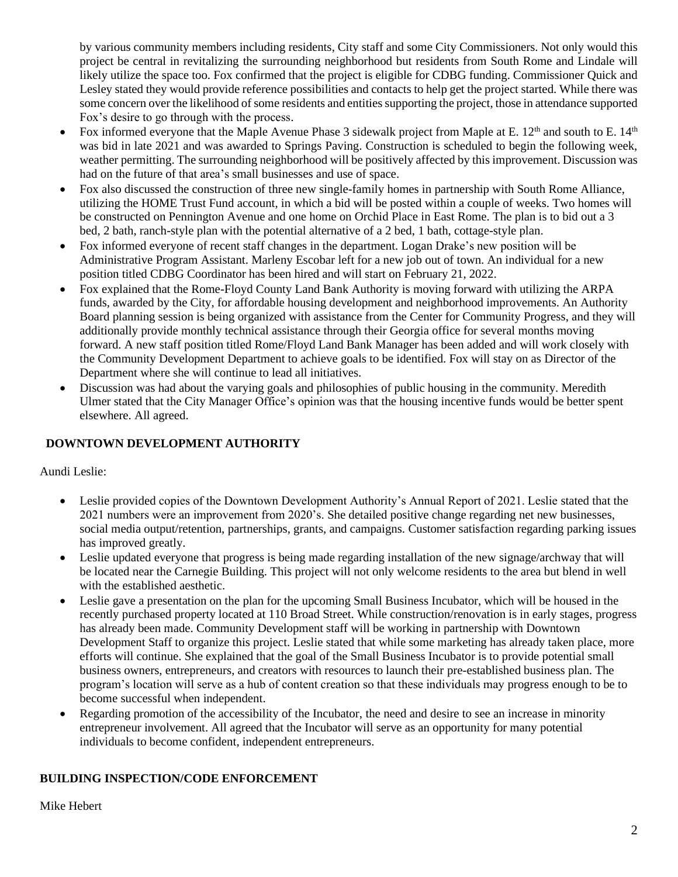by various community members including residents, City staff and some City Commissioners. Not only would this project be central in revitalizing the surrounding neighborhood but residents from South Rome and Lindale will likely utilize the space too. Fox confirmed that the project is eligible for CDBG funding. Commissioner Quick and Lesley stated they would provide reference possibilities and contacts to help get the project started. While there was some concern over the likelihood of some residents and entities supporting the project, those in attendance supported Fox's desire to go through with the process.

- Fox informed everyone that the Maple Avenue Phase 3 sidewalk project from Maple at E. 12th and south to E. 14th was bid in late 2021 and was awarded to Springs Paving. Construction is scheduled to begin the following week, weather permitting. The surrounding neighborhood will be positively affected by this improvement. Discussion was had on the future of that area's small businesses and use of space.
- Fox also discussed the construction of three new single-family homes in partnership with South Rome Alliance, utilizing the HOME Trust Fund account, in which a bid will be posted within a couple of weeks. Two homes will be constructed on Pennington Avenue and one home on Orchid Place in East Rome. The plan is to bid out a 3 bed, 2 bath, ranch-style plan with the potential alternative of a 2 bed, 1 bath, cottage-style plan.
- Fox informed everyone of recent staff changes in the department. Logan Drake's new position will be Administrative Program Assistant. Marleny Escobar left for a new job out of town. An individual for a new position titled CDBG Coordinator has been hired and will start on February 21, 2022.
- Fox explained that the Rome-Floyd County Land Bank Authority is moving forward with utilizing the ARPA funds, awarded by the City, for affordable housing development and neighborhood improvements. An Authority Board planning session is being organized with assistance from the Center for Community Progress, and they will additionally provide monthly technical assistance through their Georgia office for several months moving forward. A new staff position titled Rome/Floyd Land Bank Manager has been added and will work closely with the Community Development Department to achieve goals to be identified. Fox will stay on as Director of the Department where she will continue to lead all initiatives.
- Discussion was had about the varying goals and philosophies of public housing in the community. Meredith Ulmer stated that the City Manager Office's opinion was that the housing incentive funds would be better spent elsewhere. All agreed.

## DOWNTOWN DEVELOPMENT AUTHORITY

Aundi Leslie:

- Leslie provided copies of the Downtown Development Authority's Annual Report of 2021. Leslie stated that the 2021 numbers were an improvement from 2020's. She detailed positive change regarding net new businesses, social media output/retention, partnerships, grants, and campaigns. Customer satisfaction regarding parking issues has improved greatly.
- Leslie updated everyone that progress is being made regarding installation of the new signage/archway that will be located near the Carnegie Building. This project will not only welcome residents to the area but blend in well with the established aesthetic.
- Leslie gave a presentation on the plan for the upcoming Small Business Incubator, which will be housed in the recently purchased property located at 110 Broad Street. While construction/renovation is in early stages, progress has already been made. Community Development staff will be working in partnership with Downtown Development Staff to organize this project. Leslie stated that while some marketing has already taken place, more efforts will continue. She explained that the goal of the Small Business Incubator is to provide potential small business owners, entrepreneurs, and creators with resources to launch their pre-established business plan. The program's location will serve as a hub of content creation so that these individuals may progress enough to be to become successful when independent.
- Regarding promotion of the accessibility of the Incubator, the need and desire to see an increase in minority entrepreneur involvement. All agreed that the Incubator will serve as an opportunity for many potential individuals to become confident, independent entrepreneurs.

## BUILDING INSPECTION/CODE ENFORCEMENT

Mike Hebert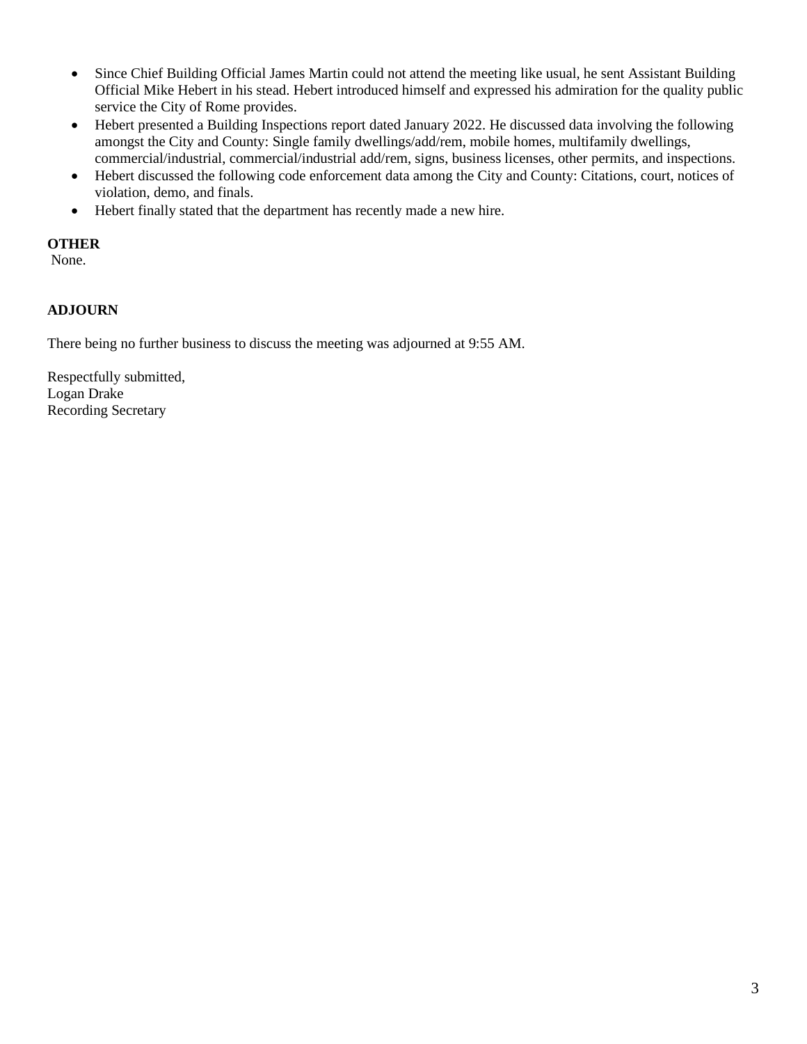- Since Chief Building Official James Martin could not attend the meeting like usual, he sent Assistant Building Official Mike Hebert in his stead. Hebert introduced himself and expressed his admiration for the quality public service the City of Rome provides.
- Hebert presented a Building Inspections report dated January 2022. He discussed data involving the following amongst the City and County: Single family dwellings/add/rem, mobile homes, multifamily dwellings, commercial/industrial, commercial/industrial add/rem, signs, business licenses, other permits, and inspections.
- Hebert discussed the following code enforcement data among the City and County: Citations, court, notices of violation, demo, and finals.
- Hebert finally stated that the department has recently made a new hire.

**OTHER**

None.

**ADJOURN**

There being no further business to discuss the meeting was adjourned at 9:55 AM.

Respectfully submitted,
Logan Drake
Recording Secretary